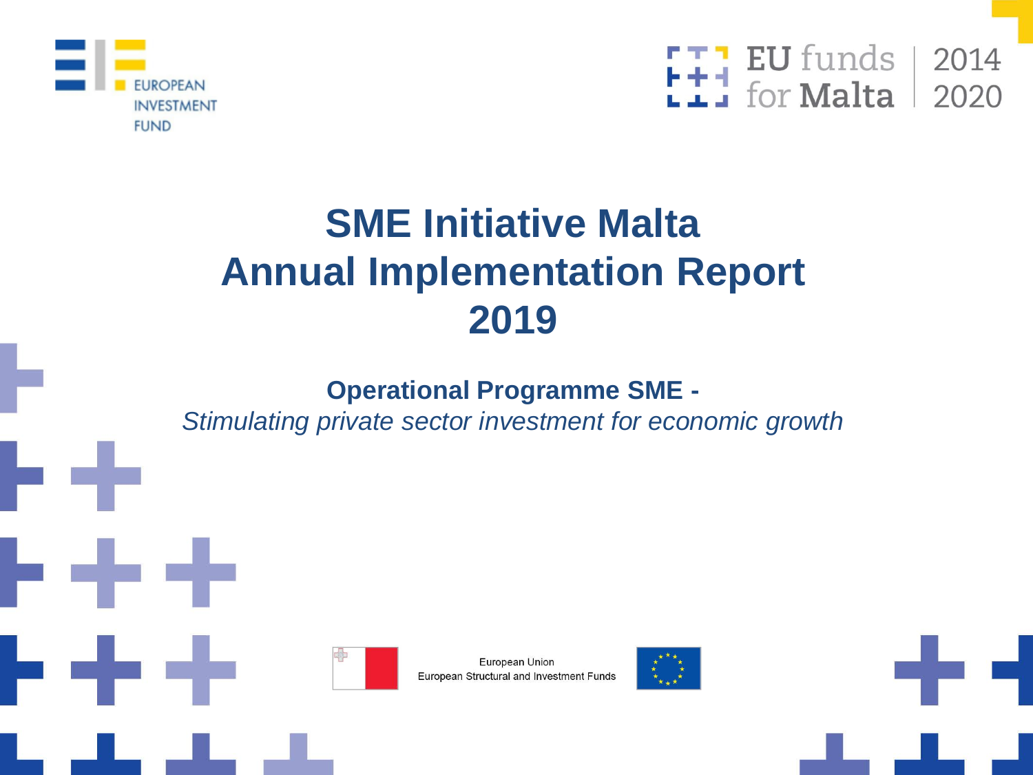EUROPEAN INVESTMENT FUND

EU funds for Malta 2014 2020

# SME Initiative Malta Annual Implementation Report 2019

**Operational Programme SME -**

*Stimulating private sector investment for economic growth*

European Union
European Structural and Investment Funds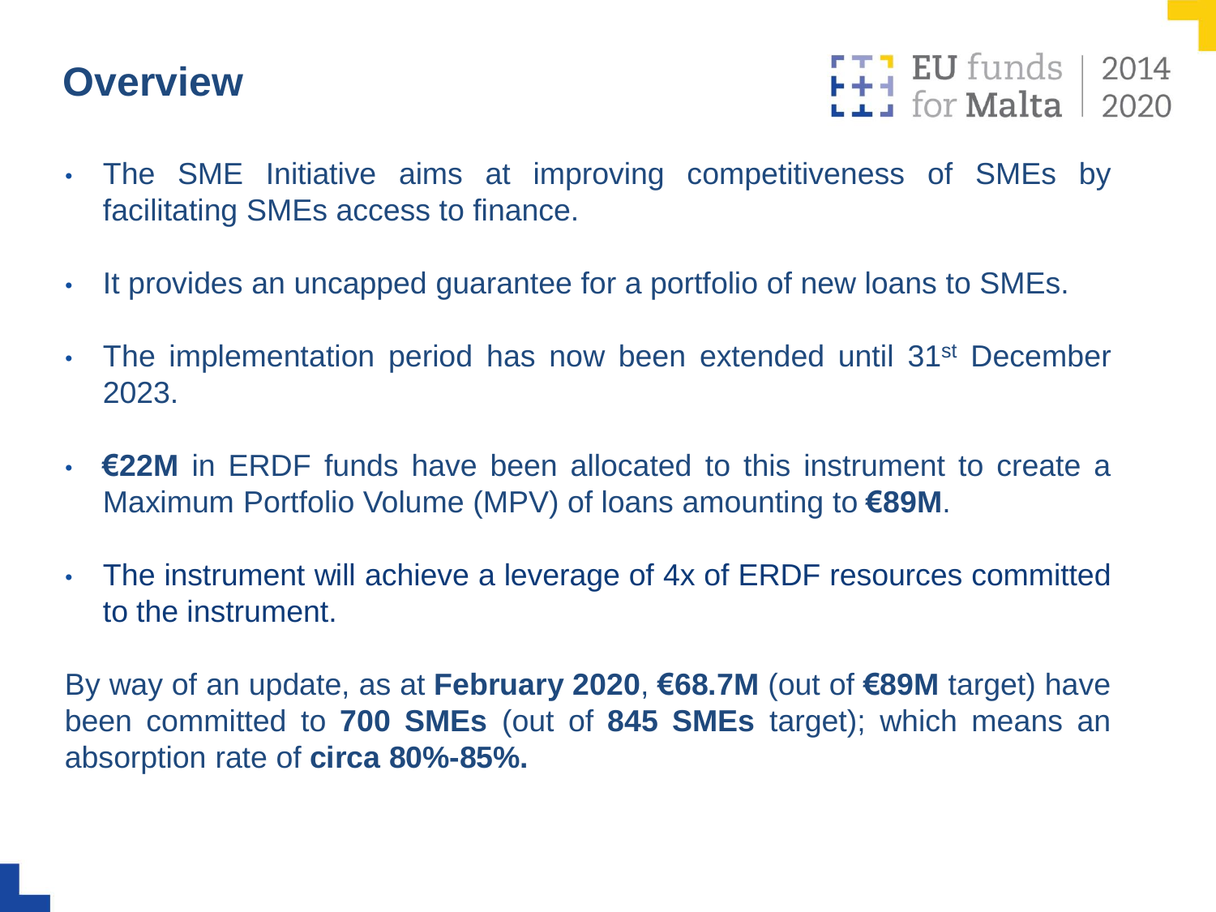# Overview

- The SME Initiative aims at improving competitiveness of SMEs by facilitating SMEs access to finance.
- It provides an uncapped guarantee for a portfolio of new loans to SMEs.
- The implementation period has now been extended until 31st December 2023.
- **€22M** in ERDF funds have been allocated to this instrument to create a Maximum Portfolio Volume (MPV) of loans amounting to **€89M**.
- The instrument will achieve a leverage of 4x of ERDF resources committed to the instrument.

By way of an update, as at **February 2020**, **€68.7M** (out of **€89M** target) have been committed to **700 SMEs** (out of **845 SMEs** target); which means an absorption rate of **circa 80%-85%.**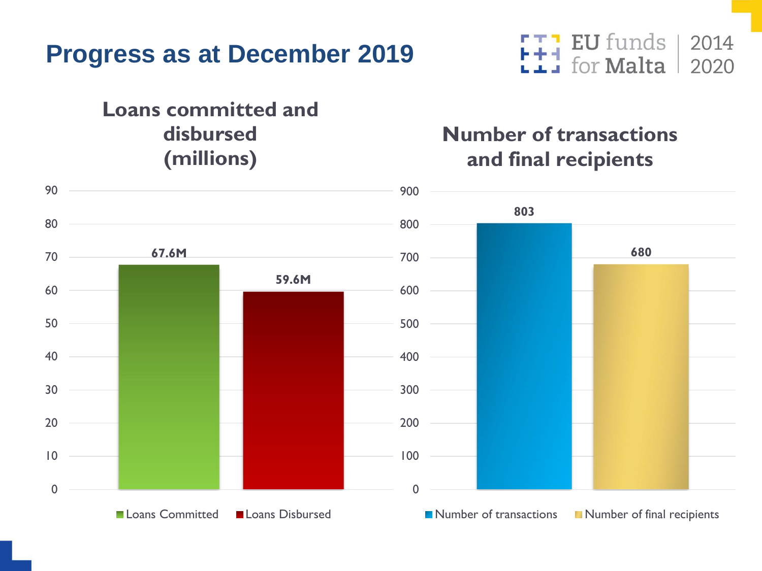# Progress as at December 2019

EU funds for Malta 2014 2020

## Loans committed and disbursed (millions)

| | Value |
|---|---|
| Loans Committed | 67.6M |
| Loans Disbursed | 59.6M |

## Number of transactions and final recipients

| | Value |
|---|---|
| Number of transactions | 803 |
| Number of final recipients | 680 |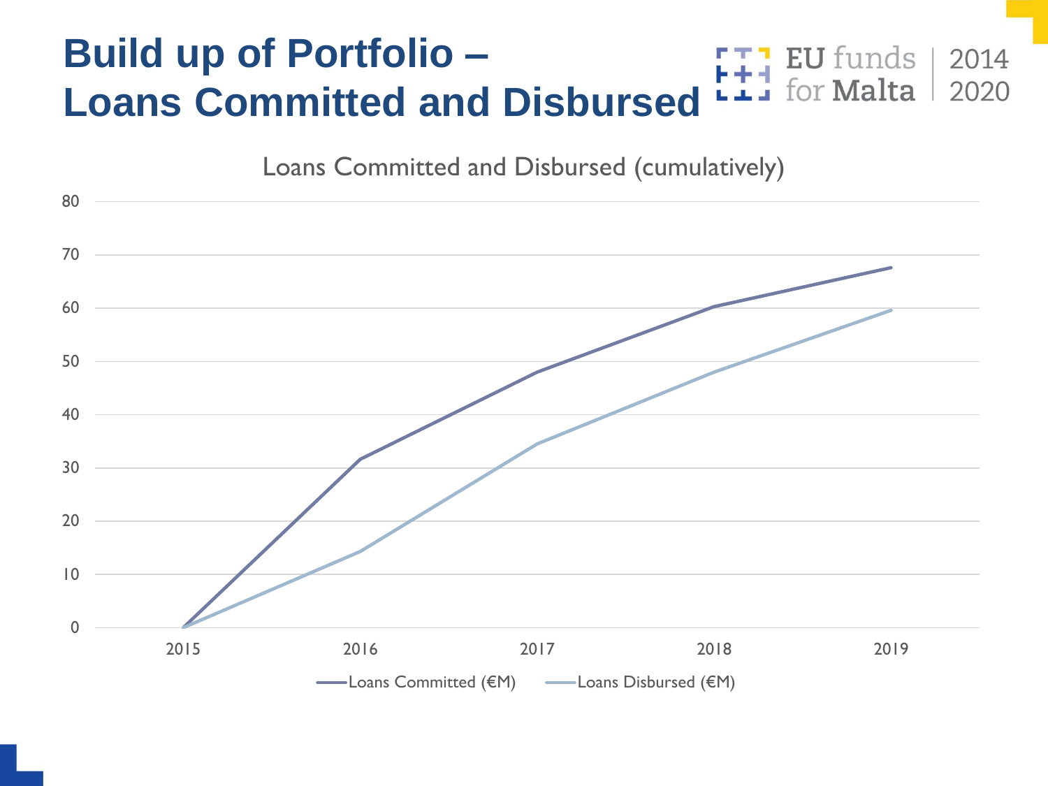# Build up of Portfolio – Loans Committed and Disbursed

EU funds for Malta | 2014 2020

Loans Committed and Disbursed (cumulatively)

80
70
60
50
40
30
20
10
0

2015 2016 2017 2018 2019

Loans Committed (€M) Loans Disbursed (€M)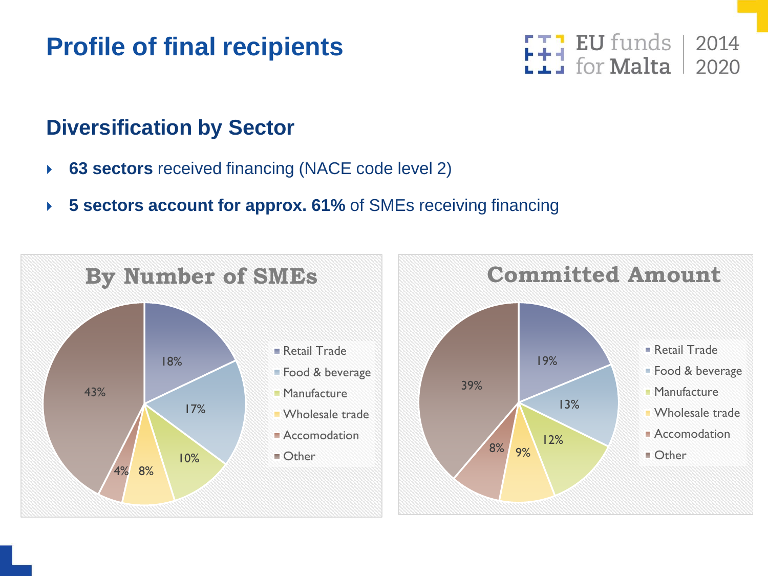# Profile of final recipients

## Diversification by Sector

- **63 sectors** received financing (NACE code level 2)
- **5 sectors account for approx. 61%** of SMEs receiving financing

**By Number of SMEs**

| Sector | Share |
| --- | --- |
| Retail Trade | 18% |
| Food & beverage | 17% |
| Manufacture | 10% |
| Wholesale trade | 8% |
| Accomodation | 4% |
| Other | 43% |

**Committed Amount**

| Sector | Share |
| --- | --- |
| Retail Trade | 19% |
| Food & beverage | 13% |
| Manufacture | 12% |
| Wholesale trade | 9% |
| Accomodation | 8% |
| Other | 39% |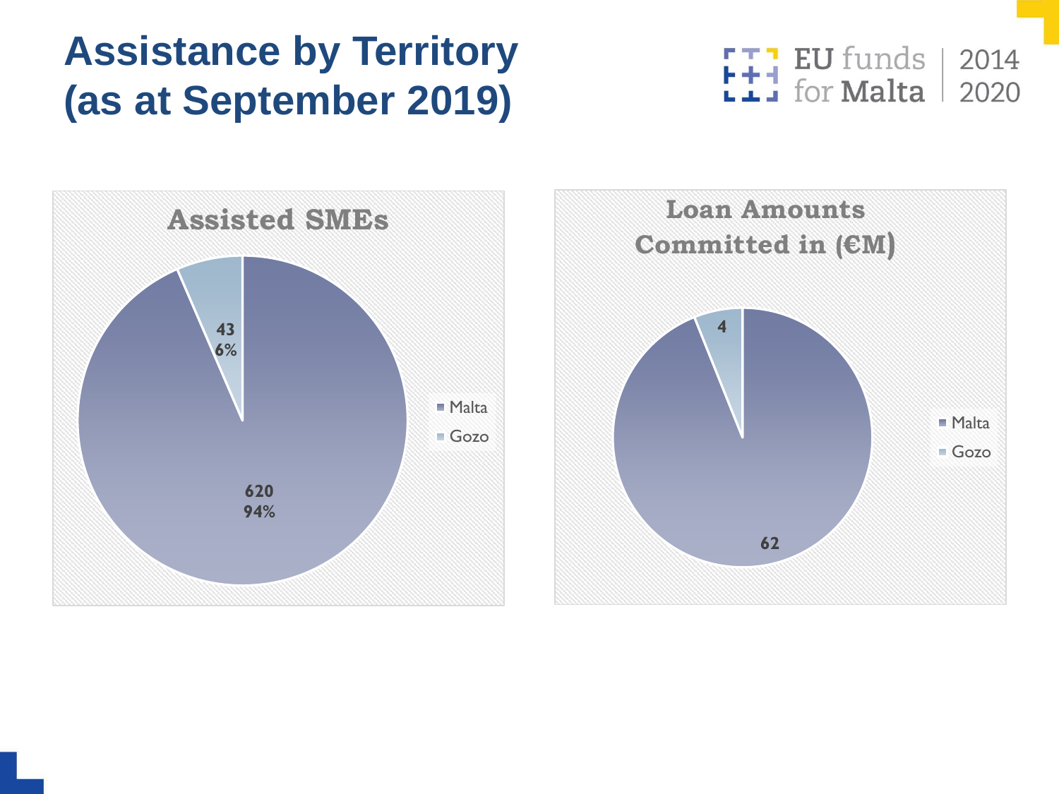# Assistance by Territory (as at September 2019)

EU funds for Malta 2014 2020

## Assisted SMEs

| Territory | Assisted SMEs | Share |
|---|---|---|
| Malta | 620 | 94% |
| Gozo | 43 | 6% |

## Loan Amounts Committed in (€M)

| Territory | Loan Amounts Committed (€M) |
|---|---|
| Malta | 62 |
| Gozo | 4 |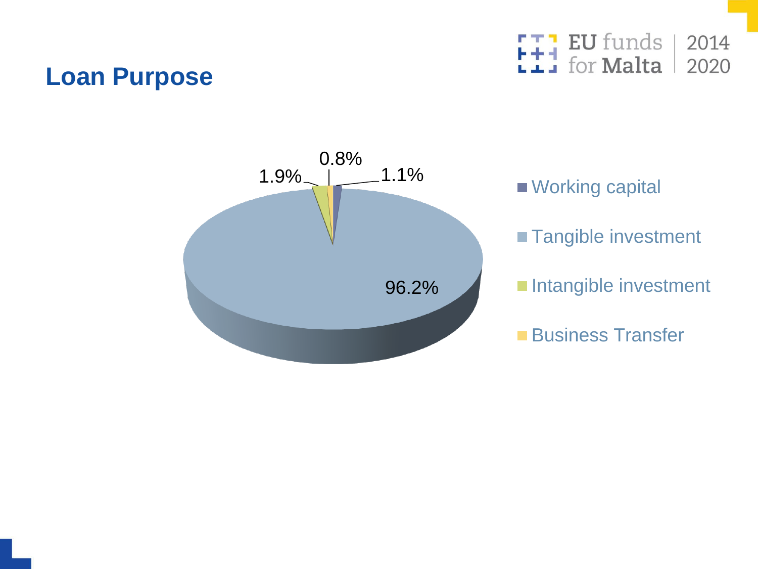## Loan Purpose

| Loan Purpose | Share |
|---|---|
| Working capital | 1.1% |
| Tangible investment | 96.2% |
| Intangible investment | 1.9% |
| Business Transfer | 0.8% |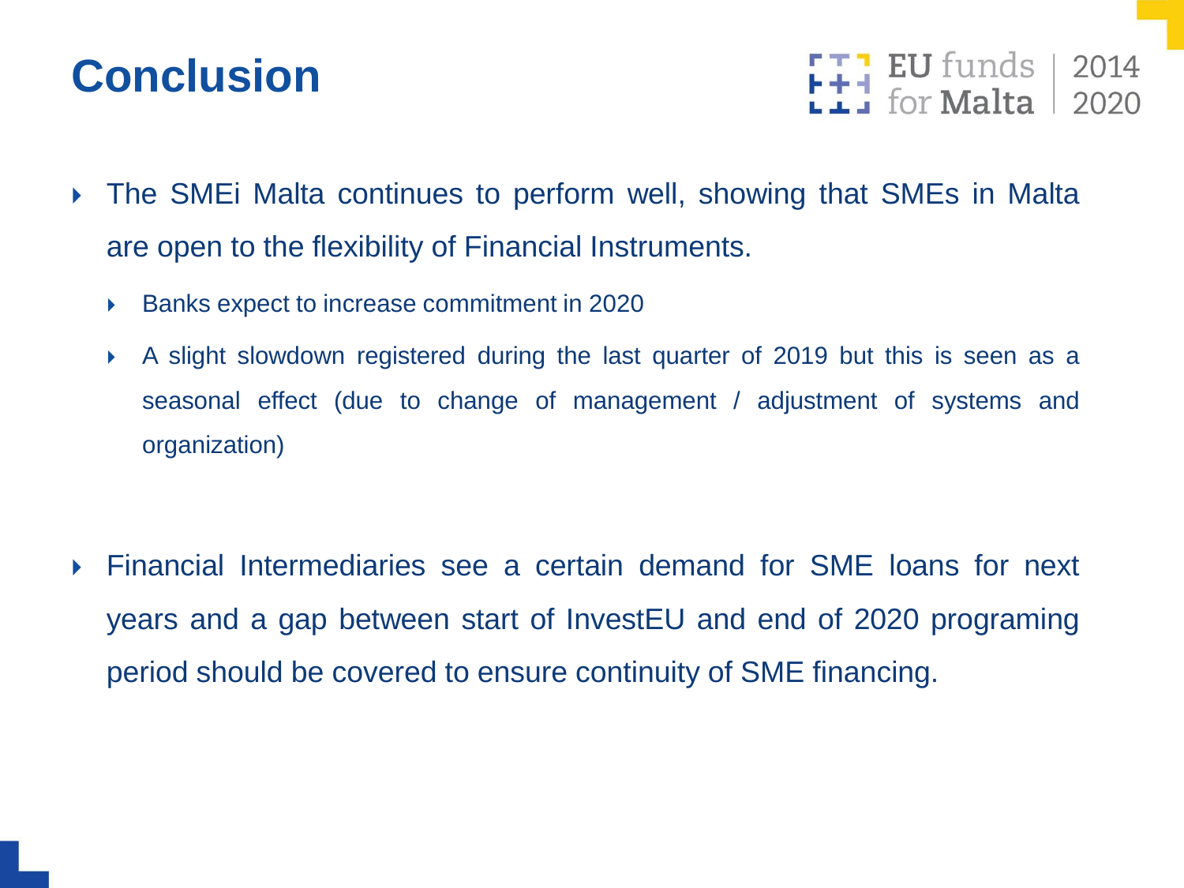# Conclusion

- The SMEi Malta continues to perform well, showing that SMEs in Malta are open to the flexibility of Financial Instruments.
  - Banks expect to increase commitment in 2020
  - A slight slowdown registered during the last quarter of 2019 but this is seen as a seasonal effect (due to change of management / adjustment of systems and organization)

- Financial Intermediaries see a certain demand for SME loans for next years and a gap between start of InvestEU and end of 2020 programing period should be covered to ensure continuity of SME financing.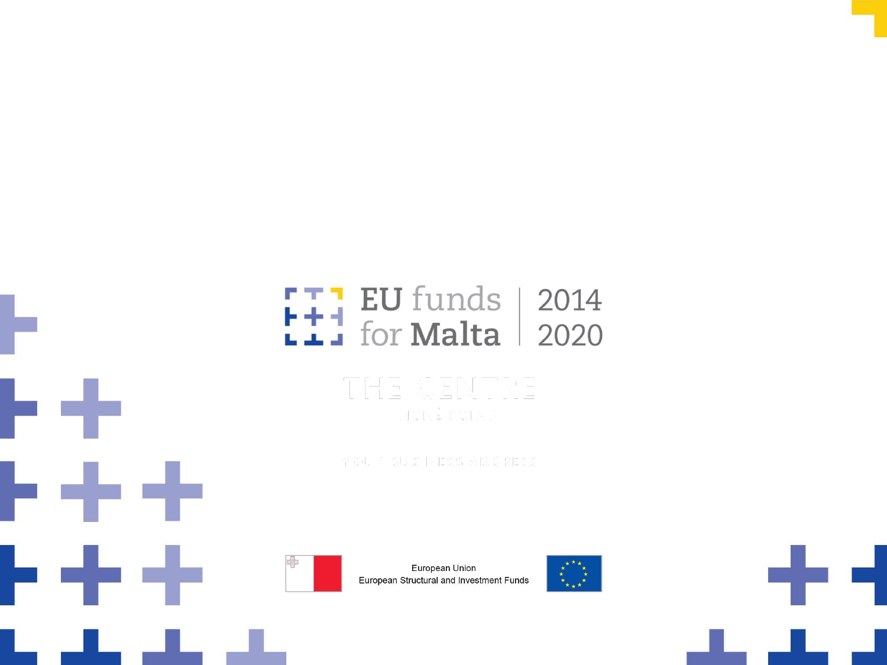EU funds for Malta | 2014 2020

THE CENTRE

HERE PLACE

YOUR BUSINESS ADDRESS

European Union

European Structural and Investment Funds